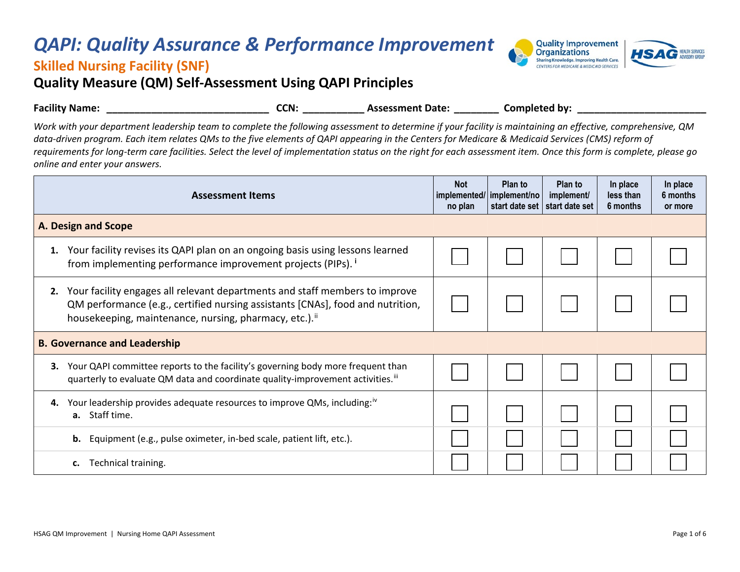# QAPI: Quality Assurance & Performance Improvement

## Skilled Nursing Facility (SNF)

## Quality Measure (QM) Self-Assessment Using QAPI Principles

**Facility Name:** _____________________________ **CCN:** ___________ **Assessment Date:** ________ **Completed by:** ________________________

*Work with your department leadership team to complete the following assessment to determine if your facility is maintaining an effective, comprehensive, QM data-driven program. Each item relates QMs to the five elements of QAPI appearing in the Centers for Medicare & Medicaid Services (CMS) reform of requirements for long-term care facilities. Select the level of implementation status on the right for each assessment item. Once this form is complete, please go online and enter your answers.*

| Assessment Items | Not implemented/ no plan | Plan to implement/no start date set | Plan to implement/ start date set | In place less than 6 months | In place 6 months or more |
|---|---|---|---|---|---|
| **A. Design and Scope** | | | | | |
| **1.** Your facility revises its QAPI plan on an ongoing basis using lessons learned from implementing performance improvement projects (PIPs).[i] | ☐ | ☐ | ☐ | ☐ | ☐ |
| **2.** Your facility engages all relevant departments and staff members to improve QM performance (e.g., certified nursing assistants [CNAs], food and nutrition, housekeeping, maintenance, nursing, pharmacy, etc.).[ii] | ☐ | ☐ | ☐ | ☐ | ☐ |
| **B. Governance and Leadership** | | | | | |
| **3.** Your QAPI committee reports to the facility's governing body more frequent than quarterly to evaluate QM data and coordinate quality-improvement activities.[iii] | ☐ | ☐ | ☐ | ☐ | ☐ |
| **4.** Your leadership provides adequate resources to improve QMs, including:[iv] **a.** Staff time. | ☐ | ☐ | ☐ | ☐ | ☐ |
| **b.** Equipment (e.g., pulse oximeter, in-bed scale, patient lift, etc.). | ☐ | ☐ | ☐ | ☐ | ☐ |
| **c.** Technical training. | ☐ | ☐ | ☐ | ☐ | ☐ |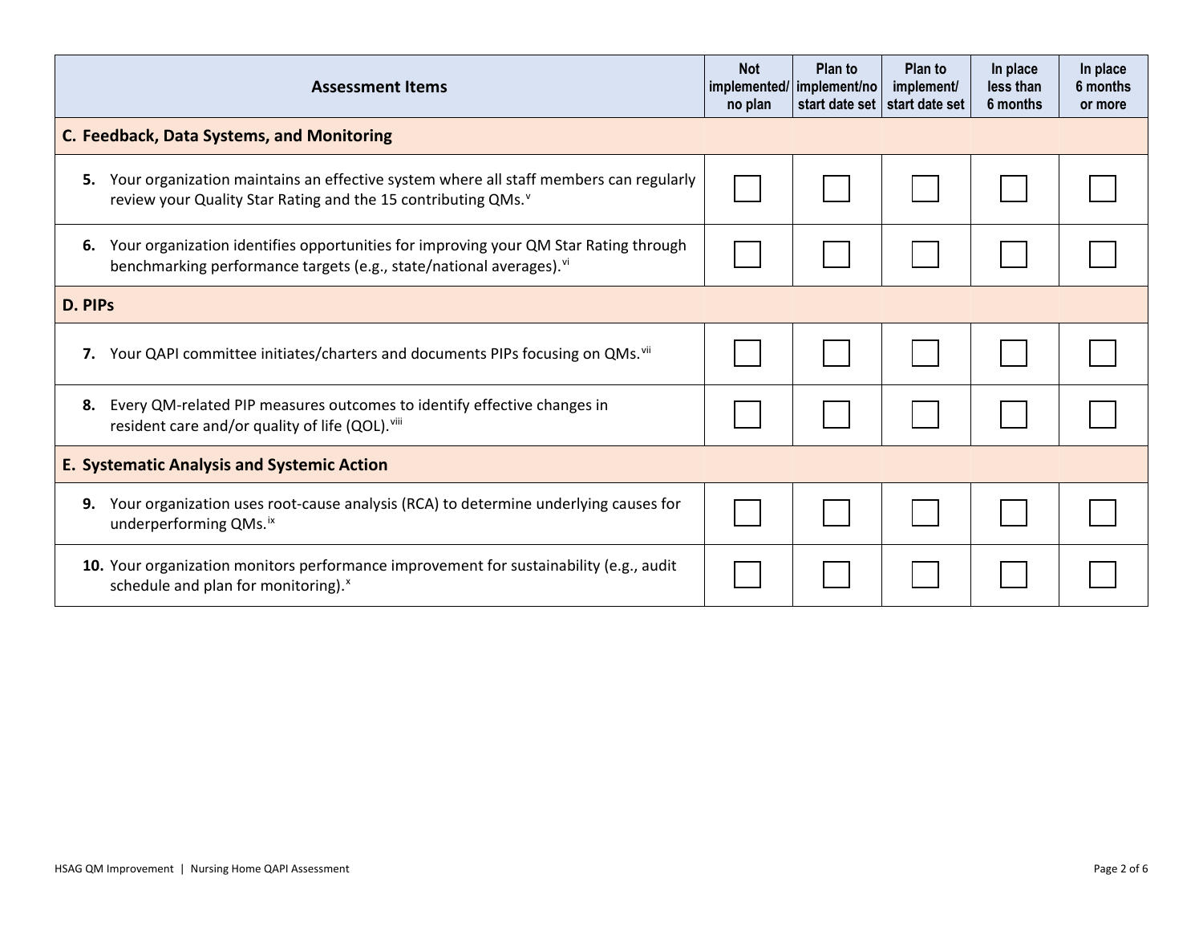| Assessment Items | Not implemented/ no plan | Plan to implement/no start date set | Plan to implement/ start date set | In place less than 6 months | In place 6 months or more |
|---|---|---|---|---|---|
| **C. Feedback, Data Systems, and Monitoring** | | | | | |
| **5.** Your organization maintains an effective system where all staff members can regularly review your Quality Star Rating and the 15 contributing QMs.[v] | ☐ | ☐ | ☐ | ☐ | ☐ |
| **6.** Your organization identifies opportunities for improving your QM Star Rating through benchmarking performance targets (e.g., state/national averages).[vi] | ☐ | ☐ | ☐ | ☐ | ☐ |
| **D. PIPs** | | | | | |
| **7.** Your QAPI committee initiates/charters and documents PIPs focusing on QMs.[vii] | ☐ | ☐ | ☐ | ☐ | ☐ |
| **8.** Every QM-related PIP measures outcomes to identify effective changes in resident care and/or quality of life (QOL).[viii] | ☐ | ☐ | ☐ | ☐ | ☐ |
| **E. Systematic Analysis and Systemic Action** | | | | | |
| **9.** Your organization uses root-cause analysis (RCA) to determine underlying causes for underperforming QMs.[ix] | ☐ | ☐ | ☐ | ☐ | ☐ |
| **10.** Your organization monitors performance improvement for sustainability (e.g., audit schedule and plan for monitoring).[x] | ☐ | ☐ | ☐ | ☐ | ☐ |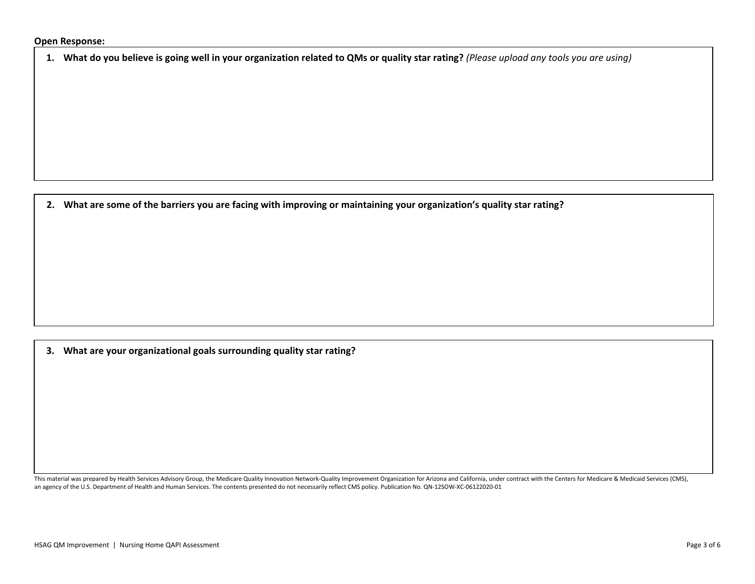**Open Response:**

1. **What do you believe is going well in your organization related to QMs or quality star rating?** *(Please upload any tools you are using)*

2. **What are some of the barriers you are facing with improving or maintaining your organization's quality star rating?**

3. **What are your organizational goals surrounding quality star rating?**

This material was prepared by Health Services Advisory Group, the Medicare Quality Innovation Network-Quality Improvement Organization for Arizona and California, under contract with the Centers for Medicare & Medicaid Services (CMS), an agency of the U.S. Department of Health and Human Services. The contents presented do not necessarily reflect CMS policy. Publication No. QN-12SOW-XC-06122020-01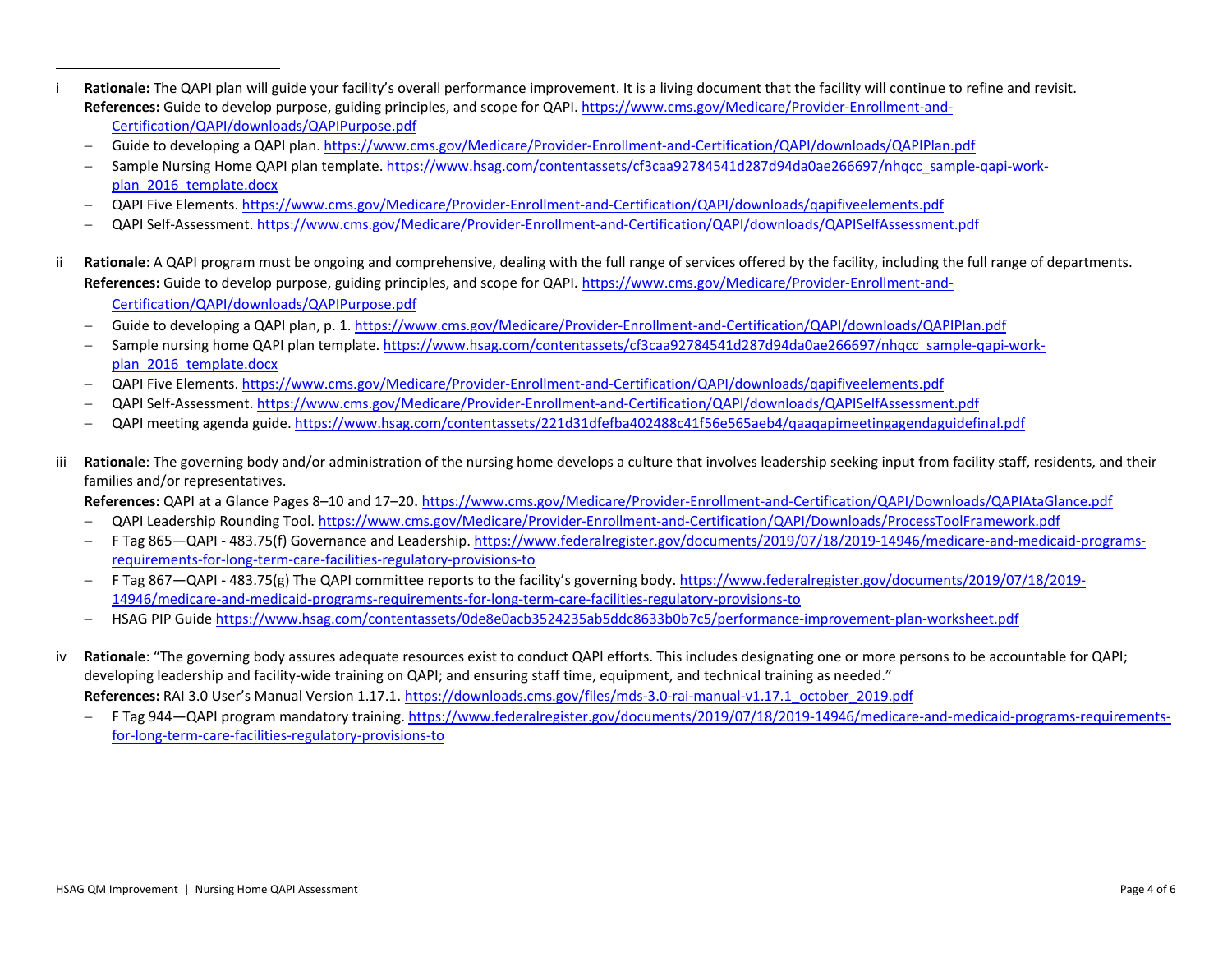i **Rationale:** The QAPI plan will guide your facility's overall performance improvement. It is a living document that the facility will continue to refine and revisit.
**References:** Guide to develop purpose, guiding principles, and scope for QAPI. https://www.cms.gov/Medicare/Provider-Enrollment-and-Certification/QAPI/downloads/QAPIPurpose.pdf

- Guide to developing a QAPI plan. https://www.cms.gov/Medicare/Provider-Enrollment-and-Certification/QAPI/downloads/QAPIPlan.pdf
- Sample Nursing Home QAPI plan template. https://www.hsag.com/contentassets/cf3caa92784541d287d94da0ae266697/nhqcc_sample-qapi-work-plan_2016_template.docx
- QAPI Five Elements. https://www.cms.gov/Medicare/Provider-Enrollment-and-Certification/QAPI/downloads/qapifiveelements.pdf
- QAPI Self-Assessment. https://www.cms.gov/Medicare/Provider-Enrollment-and-Certification/QAPI/downloads/QAPISelfAssessment.pdf

ii **Rationale**: A QAPI program must be ongoing and comprehensive, dealing with the full range of services offered by the facility, including the full range of departments.
**References:** Guide to develop purpose, guiding principles, and scope for QAPI. https://www.cms.gov/Medicare/Provider-Enrollment-and-Certification/QAPI/downloads/QAPIPurpose.pdf

- Guide to developing a QAPI plan, p. 1. https://www.cms.gov/Medicare/Provider-Enrollment-and-Certification/QAPI/downloads/QAPIPlan.pdf
- Sample nursing home QAPI plan template. https://www.hsag.com/contentassets/cf3caa92784541d287d94da0ae266697/nhqcc_sample-qapi-work-plan_2016_template.docx
- QAPI Five Elements. https://www.cms.gov/Medicare/Provider-Enrollment-and-Certification/QAPI/downloads/qapifiveelements.pdf
- QAPI Self-Assessment. https://www.cms.gov/Medicare/Provider-Enrollment-and-Certification/QAPI/downloads/QAPISelfAssessment.pdf
- QAPI meeting agenda guide. https://www.hsag.com/contentassets/221d31dfefba402488c41f56e565aeb4/qaaqapimeetingagendaguidefinal.pdf

iii **Rationale**: The governing body and/or administration of the nursing home develops a culture that involves leadership seeking input from facility staff, residents, and their families and/or representatives.
**References:** QAPI at a Glance Pages 8–10 and 17–20. https://www.cms.gov/Medicare/Provider-Enrollment-and-Certification/QAPI/Downloads/QAPIAtaGlance.pdf

- QAPI Leadership Rounding Tool. https://www.cms.gov/Medicare/Provider-Enrollment-and-Certification/QAPI/Downloads/ProcessToolFramework.pdf
- F Tag 865—QAPI - 483.75(f) Governance and Leadership. https://www.federalregister.gov/documents/2019/07/18/2019-14946/medicare-and-medicaid-programs-requirements-for-long-term-care-facilities-regulatory-provisions-to
- F Tag 867—QAPI - 483.75(g) The QAPI committee reports to the facility's governing body. https://www.federalregister.gov/documents/2019/07/18/2019-14946/medicare-and-medicaid-programs-requirements-for-long-term-care-facilities-regulatory-provisions-to
- HSAG PIP Guide https://www.hsag.com/contentassets/0de8e0acb3524235ab5ddc8633b0b7c5/performance-improvement-plan-worksheet.pdf

iv **Rationale**: "The governing body assures adequate resources exist to conduct QAPI efforts. This includes designating one or more persons to be accountable for QAPI; developing leadership and facility-wide training on QAPI; and ensuring staff time, equipment, and technical training as needed."
**References:** RAI 3.0 User's Manual Version 1.17.1. https://downloads.cms.gov/files/mds-3.0-rai-manual-v1.17.1_october_2019.pdf

- F Tag 944—QAPI program mandatory training. https://www.federalregister.gov/documents/2019/07/18/2019-14946/medicare-and-medicaid-programs-requirements-for-long-term-care-facilities-regulatory-provisions-to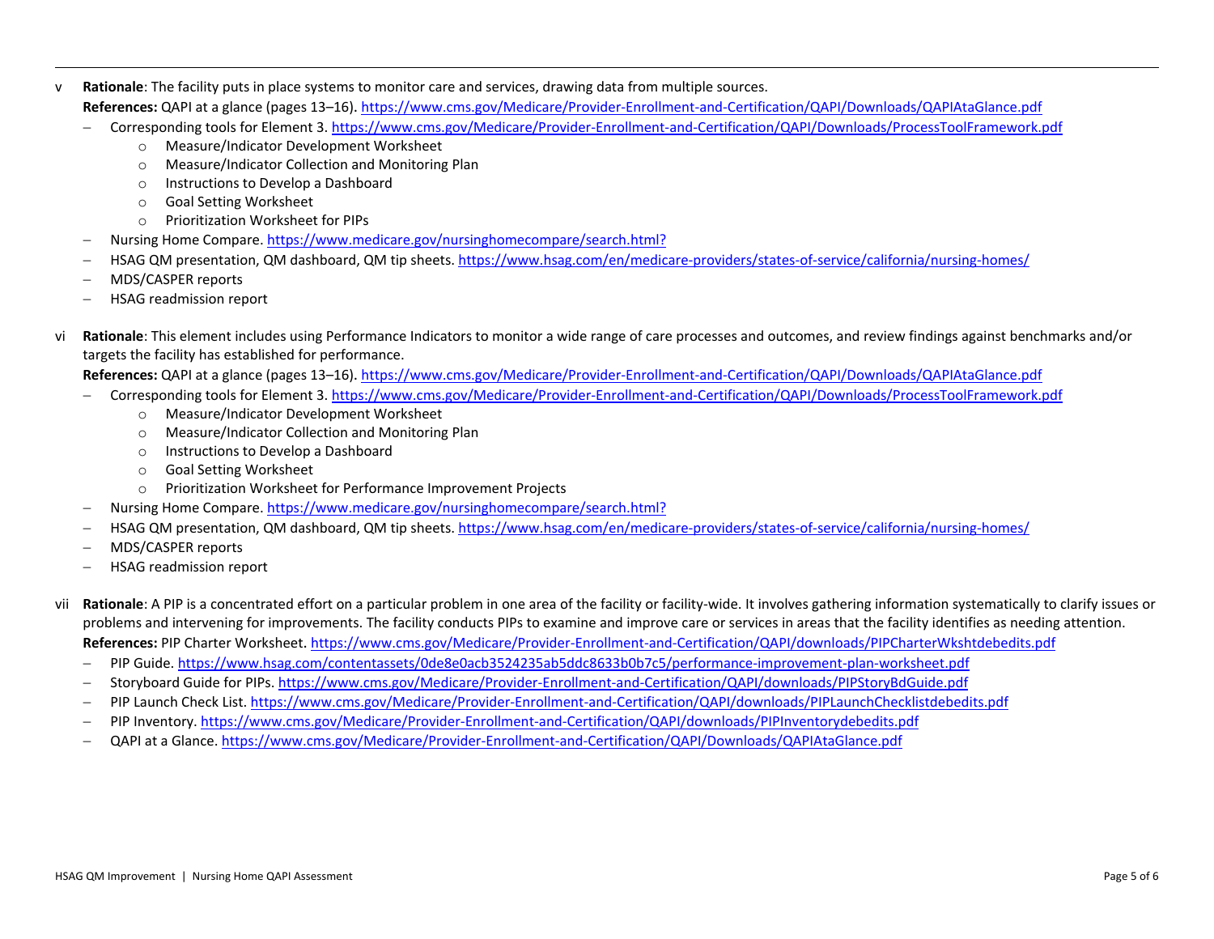v **Rationale**: The facility puts in place systems to monitor care and services, drawing data from multiple sources.
**References:** QAPI at a glance (pages 13–16). https://www.cms.gov/Medicare/Provider-Enrollment-and-Certification/QAPI/Downloads/QAPIAtaGlance.pdf

- Corresponding tools for Element 3. https://www.cms.gov/Medicare/Provider-Enrollment-and-Certification/QAPI/Downloads/ProcessToolFramework.pdf
  - Measure/Indicator Development Worksheet
  - Measure/Indicator Collection and Monitoring Plan
  - Instructions to Develop a Dashboard
  - Goal Setting Worksheet
  - Prioritization Worksheet for PIPs
- Nursing Home Compare. https://www.medicare.gov/nursinghomecompare/search.html?
- HSAG QM presentation, QM dashboard, QM tip sheets. https://www.hsag.com/en/medicare-providers/states-of-service/california/nursing-homes/
- MDS/CASPER reports
- HSAG readmission report

vi **Rationale**: This element includes using Performance Indicators to monitor a wide range of care processes and outcomes, and review findings against benchmarks and/or targets the facility has established for performance.
**References:** QAPI at a glance (pages 13–16). https://www.cms.gov/Medicare/Provider-Enrollment-and-Certification/QAPI/Downloads/QAPIAtaGlance.pdf

- Corresponding tools for Element 3. https://www.cms.gov/Medicare/Provider-Enrollment-and-Certification/QAPI/Downloads/ProcessToolFramework.pdf
  - Measure/Indicator Development Worksheet
  - Measure/Indicator Collection and Monitoring Plan
  - Instructions to Develop a Dashboard
  - Goal Setting Worksheet
  - Prioritization Worksheet for Performance Improvement Projects
- Nursing Home Compare. https://www.medicare.gov/nursinghomecompare/search.html?
- HSAG QM presentation, QM dashboard, QM tip sheets. https://www.hsag.com/en/medicare-providers/states-of-service/california/nursing-homes/
- MDS/CASPER reports
- HSAG readmission report

vii **Rationale**: A PIP is a concentrated effort on a particular problem in one area of the facility or facility-wide. It involves gathering information systematically to clarify issues or problems and intervening for improvements. The facility conducts PIPs to examine and improve care or services in areas that the facility identifies as needing attention.
**References:** PIP Charter Worksheet. https://www.cms.gov/Medicare/Provider-Enrollment-and-Certification/QAPI/downloads/PIPCharterWkshtdebedits.pdf

- PIP Guide. https://www.hsag.com/contentassets/0de8e0acb3524235ab5ddc8633b0b7c5/performance-improvement-plan-worksheet.pdf
- Storyboard Guide for PIPs. https://www.cms.gov/Medicare/Provider-Enrollment-and-Certification/QAPI/downloads/PIPStoryBdGuide.pdf
- PIP Launch Check List. https://www.cms.gov/Medicare/Provider-Enrollment-and-Certification/QAPI/downloads/PIPLaunchChecklistdebedits.pdf
- PIP Inventory. https://www.cms.gov/Medicare/Provider-Enrollment-and-Certification/QAPI/downloads/PIPInventorydebedits.pdf
- QAPI at a Glance. https://www.cms.gov/Medicare/Provider-Enrollment-and-Certification/QAPI/Downloads/QAPIAtaGlance.pdf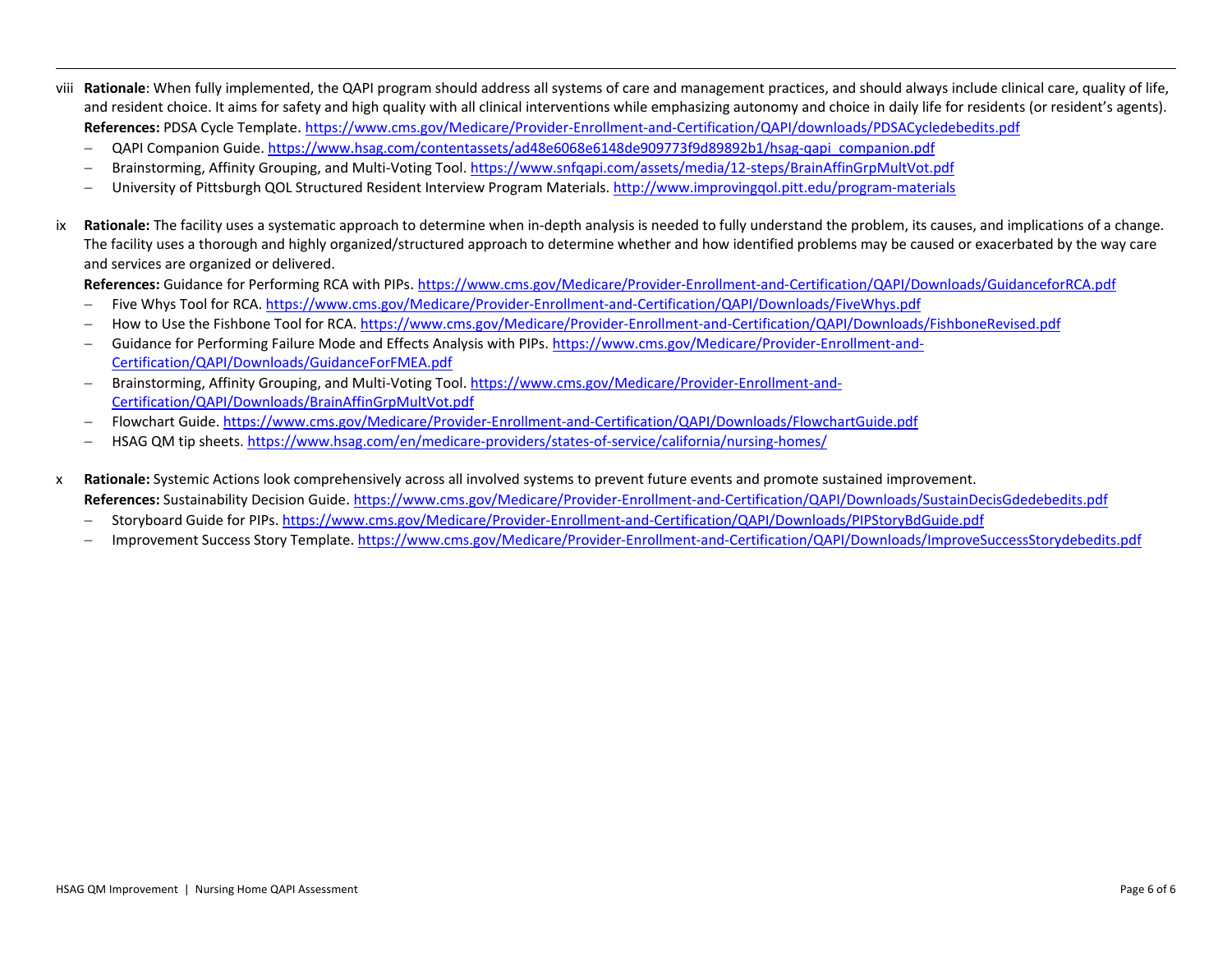viii **Rationale**: When fully implemented, the QAPI program should address all systems of care and management practices, and should always include clinical care, quality of life, and resident choice. It aims for safety and high quality with all clinical interventions while emphasizing autonomy and choice in daily life for residents (or resident's agents).
**References:** PDSA Cycle Template. https://www.cms.gov/Medicare/Provider-Enrollment-and-Certification/QAPI/downloads/PDSACycledebedits.pdf

- QAPI Companion Guide. https://www.hsag.com/contentassets/ad48e6068e6148de909773f9d89892b1/hsag-qapi_companion.pdf
- Brainstorming, Affinity Grouping, and Multi-Voting Tool. https://www.snfqapi.com/assets/media/12-steps/BrainAffinGrpMultVot.pdf
- University of Pittsburgh QOL Structured Resident Interview Program Materials. http://www.improvingqol.pitt.edu/program-materials

ix **Rationale:** The facility uses a systematic approach to determine when in-depth analysis is needed to fully understand the problem, its causes, and implications of a change. The facility uses a thorough and highly organized/structured approach to determine whether and how identified problems may be caused or exacerbated by the way care and services are organized or delivered.
**References:** Guidance for Performing RCA with PIPs. https://www.cms.gov/Medicare/Provider-Enrollment-and-Certification/QAPI/Downloads/GuidanceforRCA.pdf

- Five Whys Tool for RCA. https://www.cms.gov/Medicare/Provider-Enrollment-and-Certification/QAPI/Downloads/FiveWhys.pdf
- How to Use the Fishbone Tool for RCA. https://www.cms.gov/Medicare/Provider-Enrollment-and-Certification/QAPI/Downloads/FishboneRevised.pdf
- Guidance for Performing Failure Mode and Effects Analysis with PIPs. https://www.cms.gov/Medicare/Provider-Enrollment-and-Certification/QAPI/Downloads/GuidanceForFMEA.pdf
- Brainstorming, Affinity Grouping, and Multi-Voting Tool. https://www.cms.gov/Medicare/Provider-Enrollment-and-Certification/QAPI/Downloads/BrainAffinGrpMultVot.pdf
- Flowchart Guide. https://www.cms.gov/Medicare/Provider-Enrollment-and-Certification/QAPI/Downloads/FlowchartGuide.pdf
- HSAG QM tip sheets. https://www.hsag.com/en/medicare-providers/states-of-service/california/nursing-homes/

x **Rationale:** Systemic Actions look comprehensively across all involved systems to prevent future events and promote sustained improvement.
**References:** Sustainability Decision Guide. https://www.cms.gov/Medicare/Provider-Enrollment-and-Certification/QAPI/Downloads/SustainDecisGdedebedits.pdf

- Storyboard Guide for PIPs. https://www.cms.gov/Medicare/Provider-Enrollment-and-Certification/QAPI/Downloads/PIPStoryBdGuide.pdf
- Improvement Success Story Template. https://www.cms.gov/Medicare/Provider-Enrollment-and-Certification/QAPI/Downloads/ImproveSuccessStorydebedits.pdf